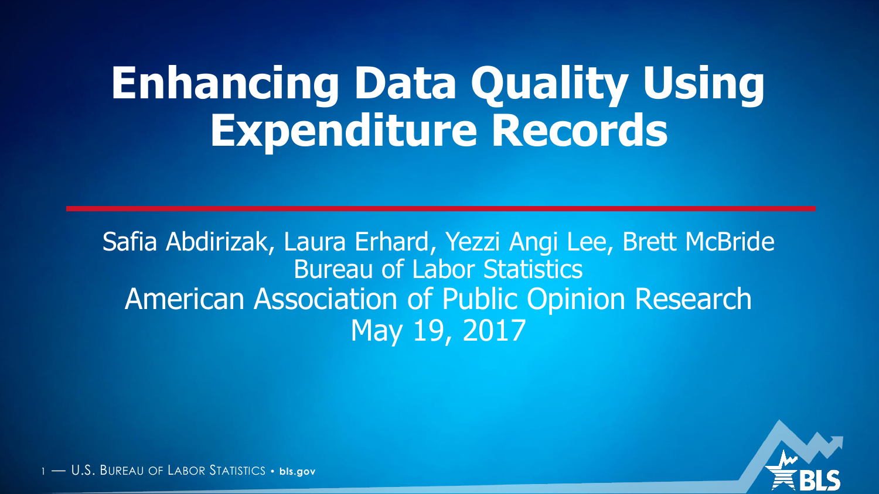# Enhancing Data Quality Using Expenditure Records

Safia Abdirizak, Laura Erhard, Yezzi Angi Lee, Brett McBride
Bureau of Labor Statistics
American Association of Public Opinion Research
May 19, 2017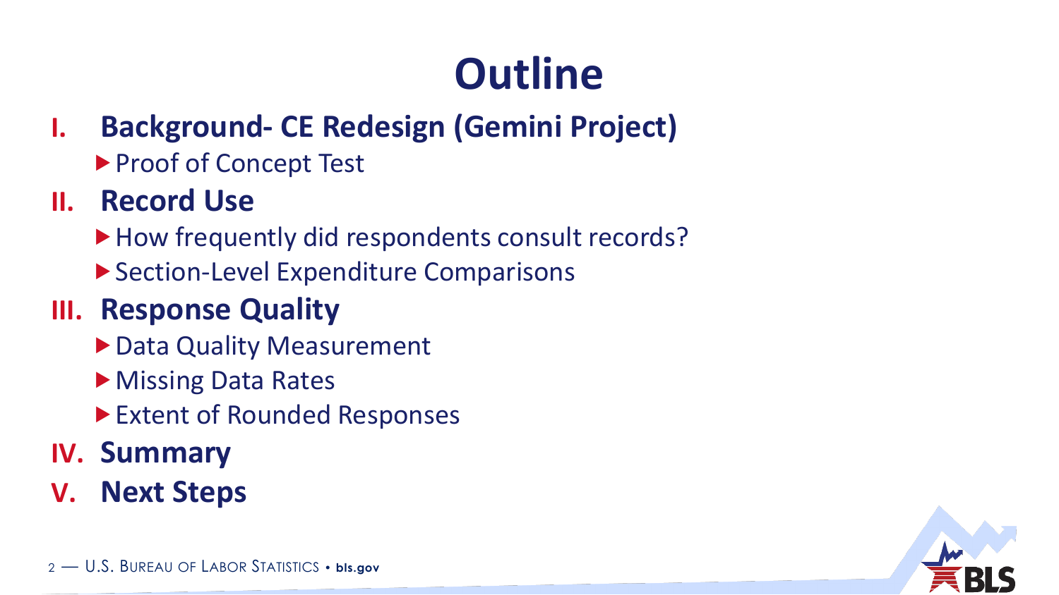# Outline

I. **Background- CE Redesign (Gemini Project)**
   - Proof of Concept Test

II. **Record Use**
   - How frequently did respondents consult records?
   - Section-Level Expenditure Comparisons

III. **Response Quality**
   - Data Quality Measurement
   - Missing Data Rates
   - Extent of Rounded Responses

IV. **Summary**

V. **Next Steps**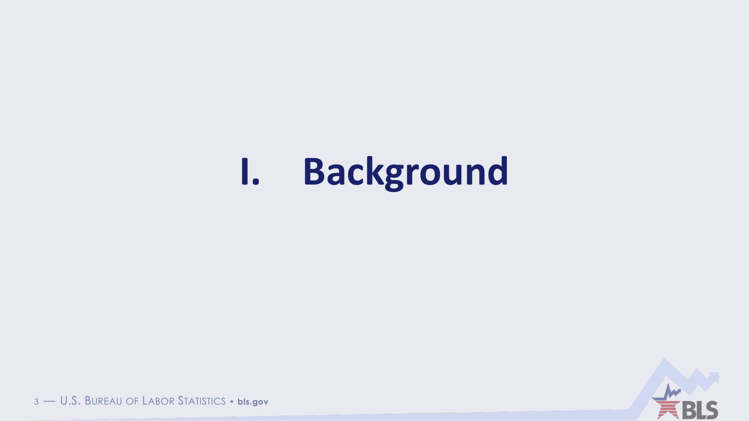# I. Background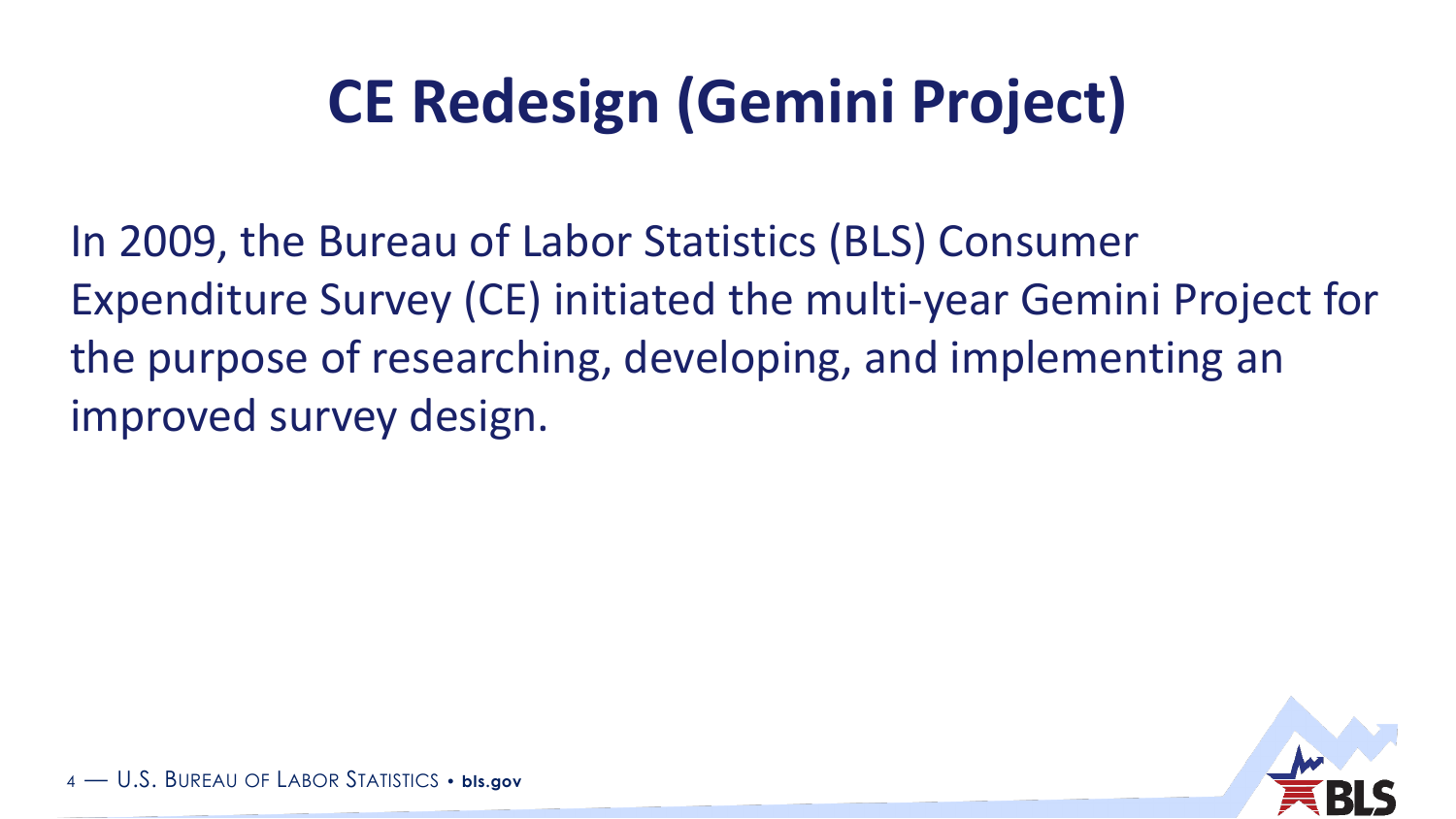# CE Redesign (Gemini Project)

In 2009, the Bureau of Labor Statistics (BLS) Consumer Expenditure Survey (CE) initiated the multi-year Gemini Project for the purpose of researching, developing, and implementing an improved survey design.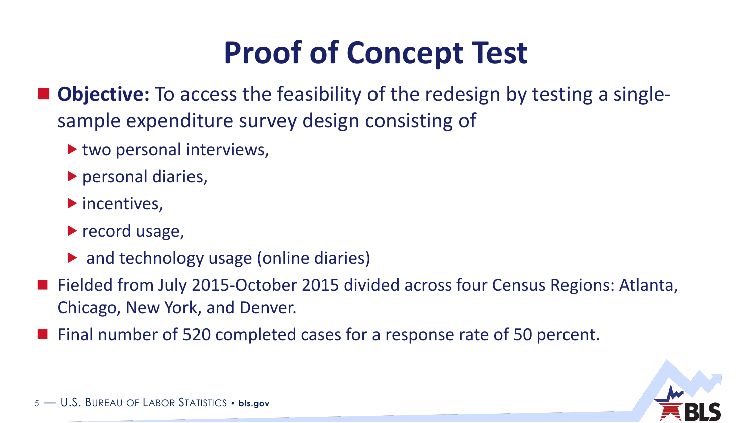# Proof of Concept Test

- **Objective:** To access the feasibility of the redesign by testing a single-sample expenditure survey design consisting of
  - two personal interviews,
  - personal diaries,
  - incentives,
  - record usage,
  - and technology usage (online diaries)
- Fielded from July 2015-October 2015 divided across four Census Regions: Atlanta, Chicago, New York, and Denver.
- Final number of 520 completed cases for a response rate of 50 percent.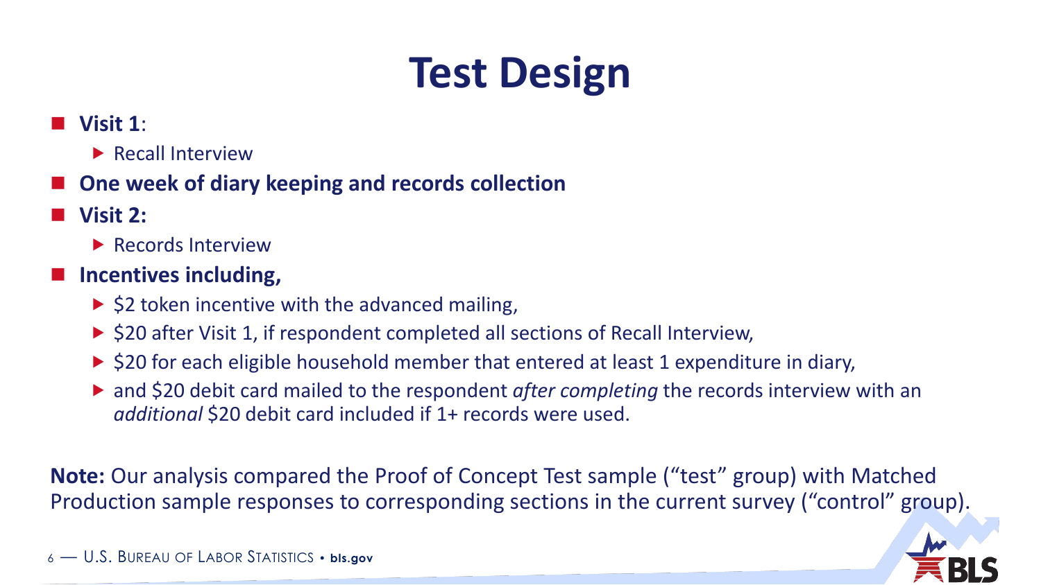# Test Design

- **Visit 1**:
  - Recall Interview
- **One week of diary keeping and records collection**
- **Visit 2:**
  - Records Interview
- **Incentives including,**
  - $2 token incentive with the advanced mailing,
  - $20 after Visit 1, if respondent completed all sections of Recall Interview,
  - $20 for each eligible household member that entered at least 1 expenditure in diary,
  - and $20 debit card mailed to the respondent *after completing* the records interview with an *additional* $20 debit card included if 1+ records were used.

**Note:** Our analysis compared the Proof of Concept Test sample ("test" group) with Matched Production sample responses to corresponding sections in the current survey ("control" group).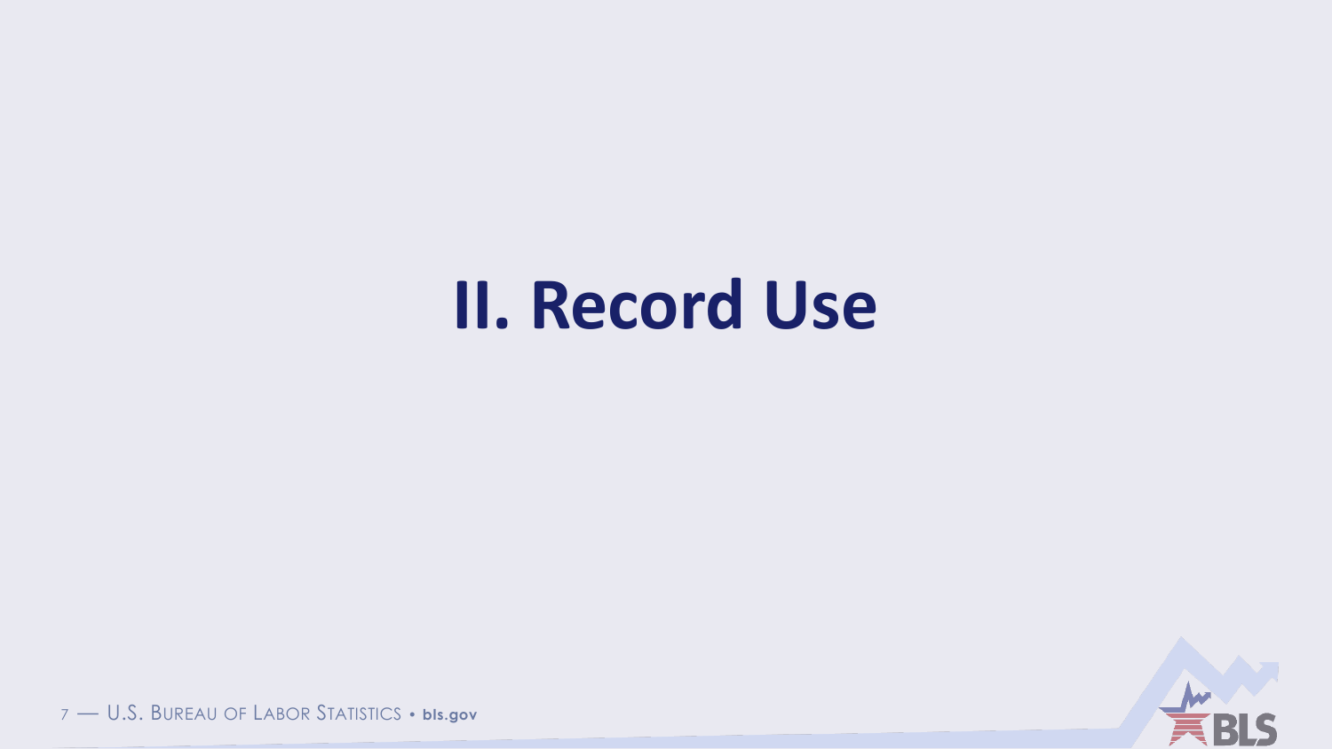# II. Record Use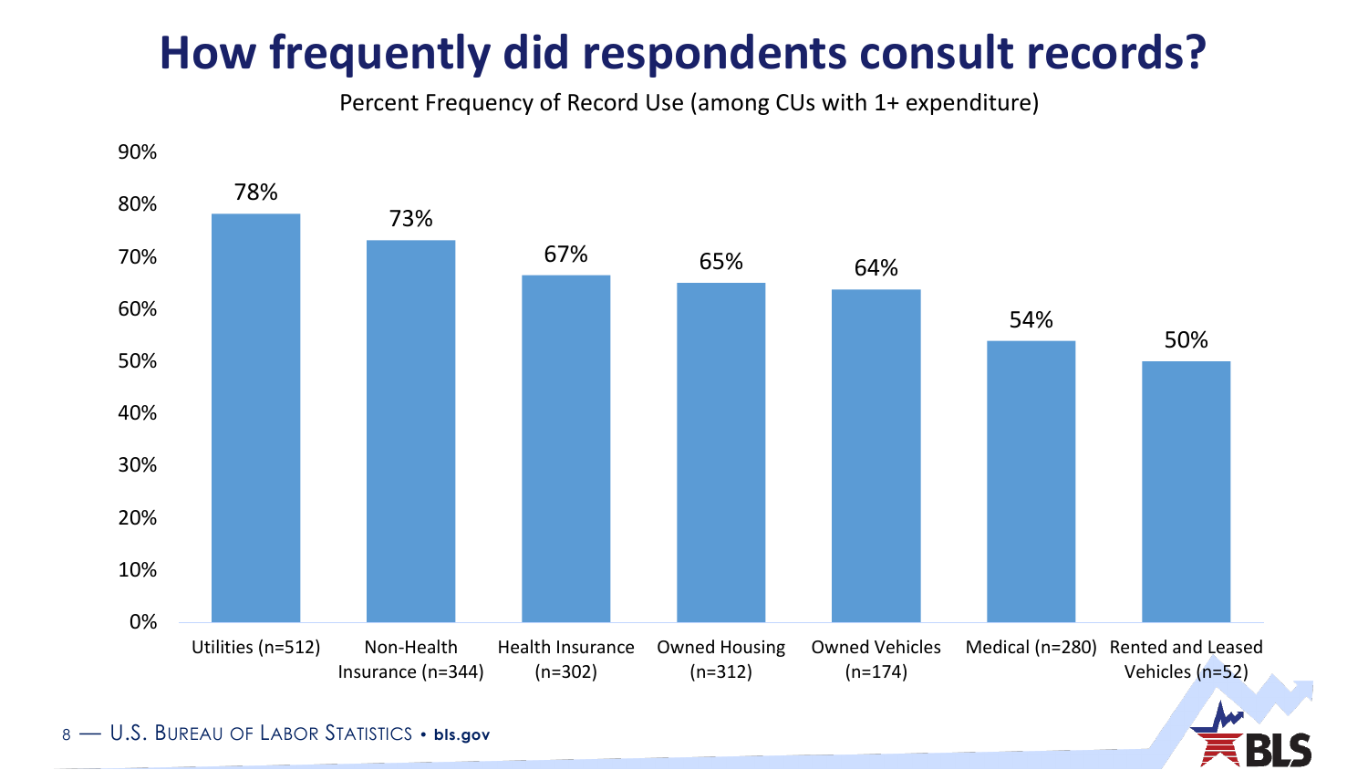# How frequently did respondents consult records?

Percent Frequency of Record Use (among CUs with 1+ expenditure)

| Category | Percent |
| --- | --- |
| Utilities (n=512) | 78% |
| Non-Health Insurance (n=344) | 73% |
| Health Insurance (n=302) | 67% |
| Owned Housing (n=312) | 65% |
| Owned Vehicles (n=174) | 64% |
| Medical (n=280) | 54% |
| Rented and Leased Vehicles (n=52) | 50% |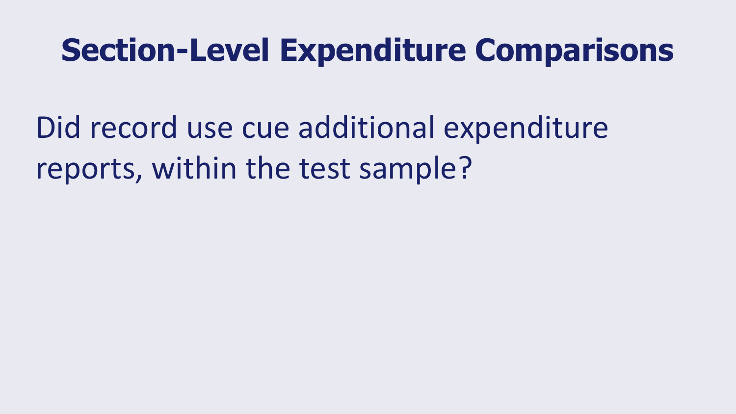# Section-Level Expenditure Comparisons

Did record use cue additional expenditure reports, within the test sample?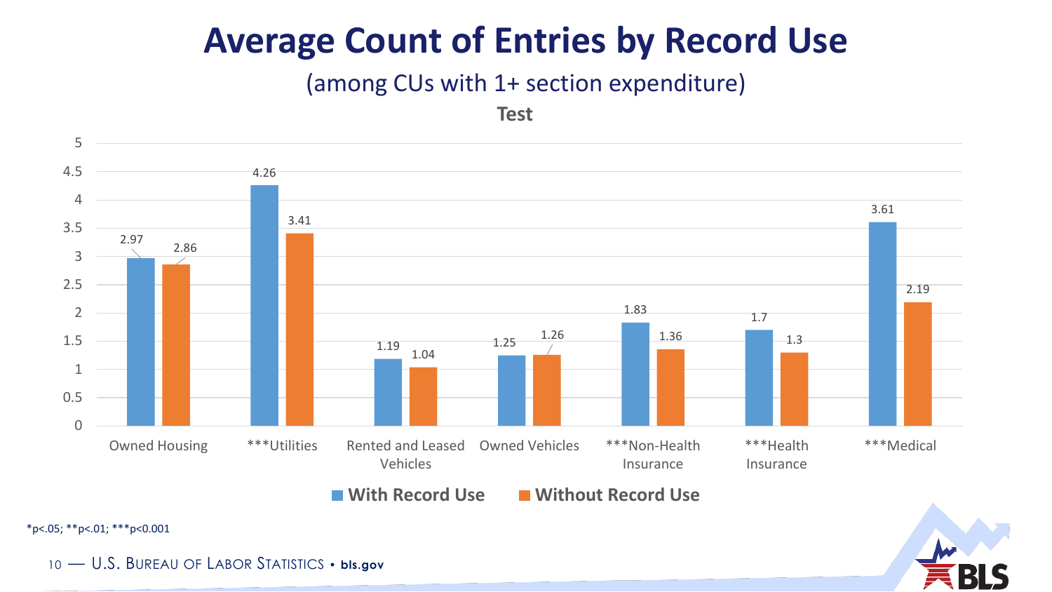# Average Count of Entries by Record Use

(among CUs with 1+ section expenditure)

**Test**

| Section | With Record Use | Without Record Use |
|---|---|---|
| Owned Housing | 2.97 | 2.86 |
| ***Utilities | 4.26 | 3.41 |
| Rented and Leased Vehicles | 1.19 | 1.04 |
| Owned Vehicles | 1.25 | 1.26 |
| ***Non-Health Insurance | 1.83 | 1.36 |
| ***Health Insurance | 1.7 | 1.3 |
| ***Medical | 3.61 | 2.19 |

*p<.05; **p<.01; ***p<0.001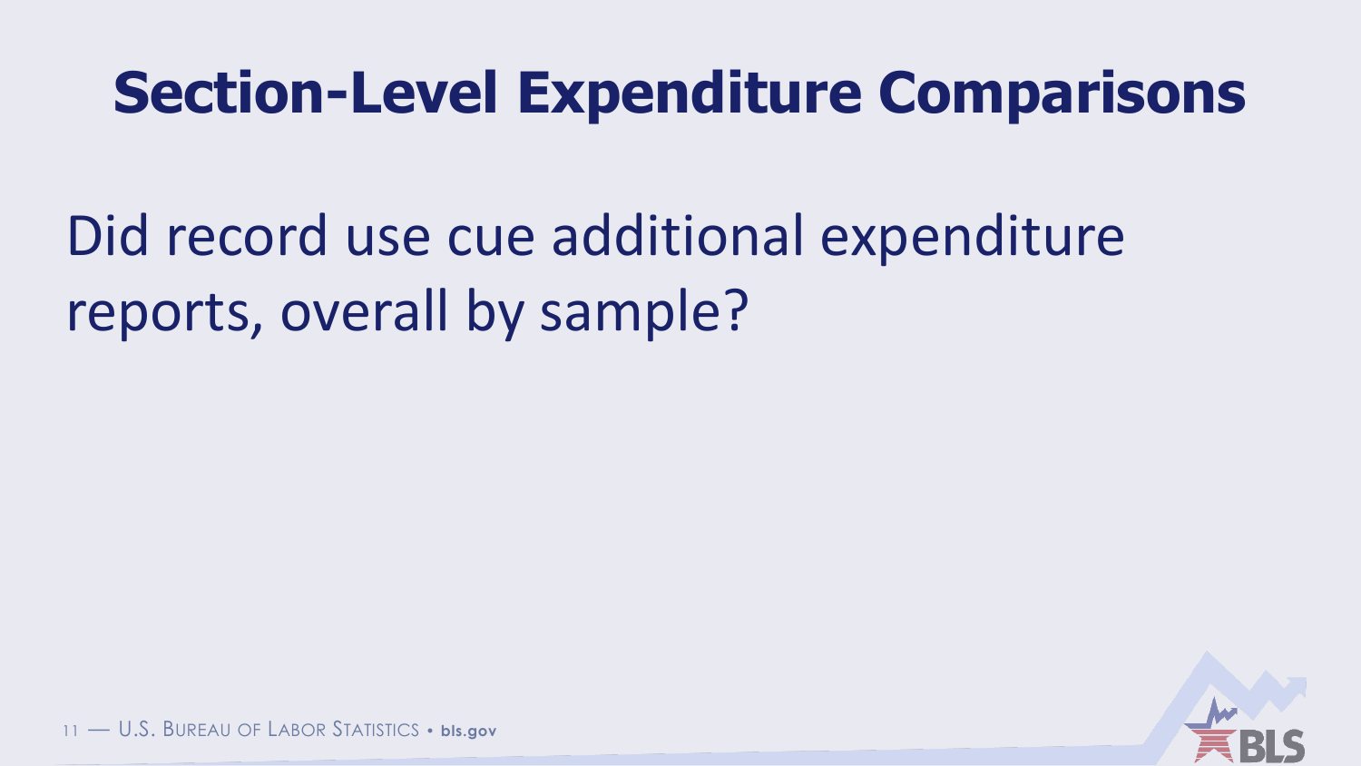# Section-Level Expenditure Comparisons

Did record use cue additional expenditure reports, overall by sample?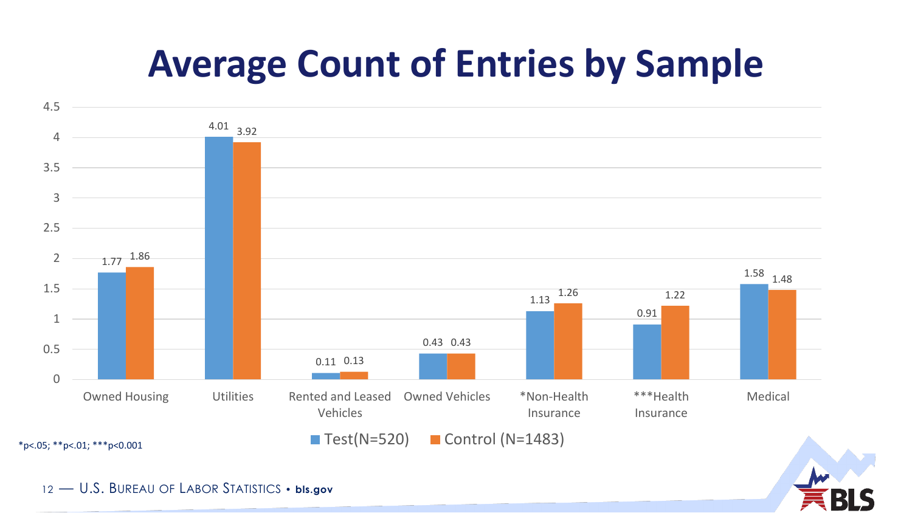# Average Count of Entries by Sample

| Category | Test (N=520) | Control (N=1483) |
| --- | --- | --- |
| Owned Housing | 1.77 | 1.86 |
| Utilities | 4.01 | 3.92 |
| Rented and Leased Vehicles | 0.11 | 0.13 |
| Owned Vehicles | 0.43 | 0.43 |
| *Non-Health Insurance | 1.13 | 1.26 |
| ***Health Insurance | 0.91 | 1.22 |
| Medical | 1.58 | 1.48 |

*p<.05; **p<.01; ***p<0.001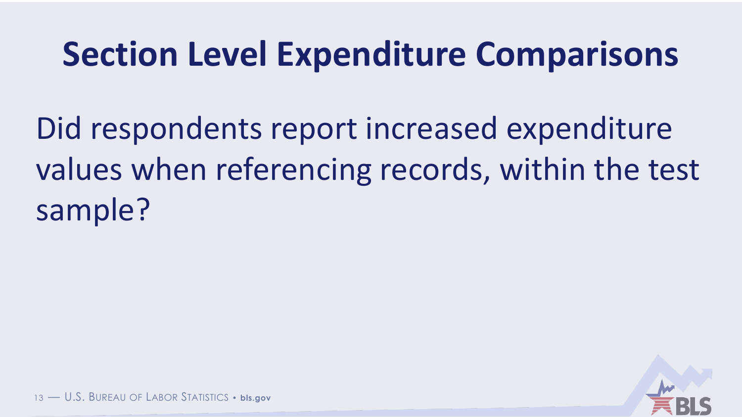# Section Level Expenditure Comparisons

Did respondents report increased expenditure values when referencing records, within the test sample?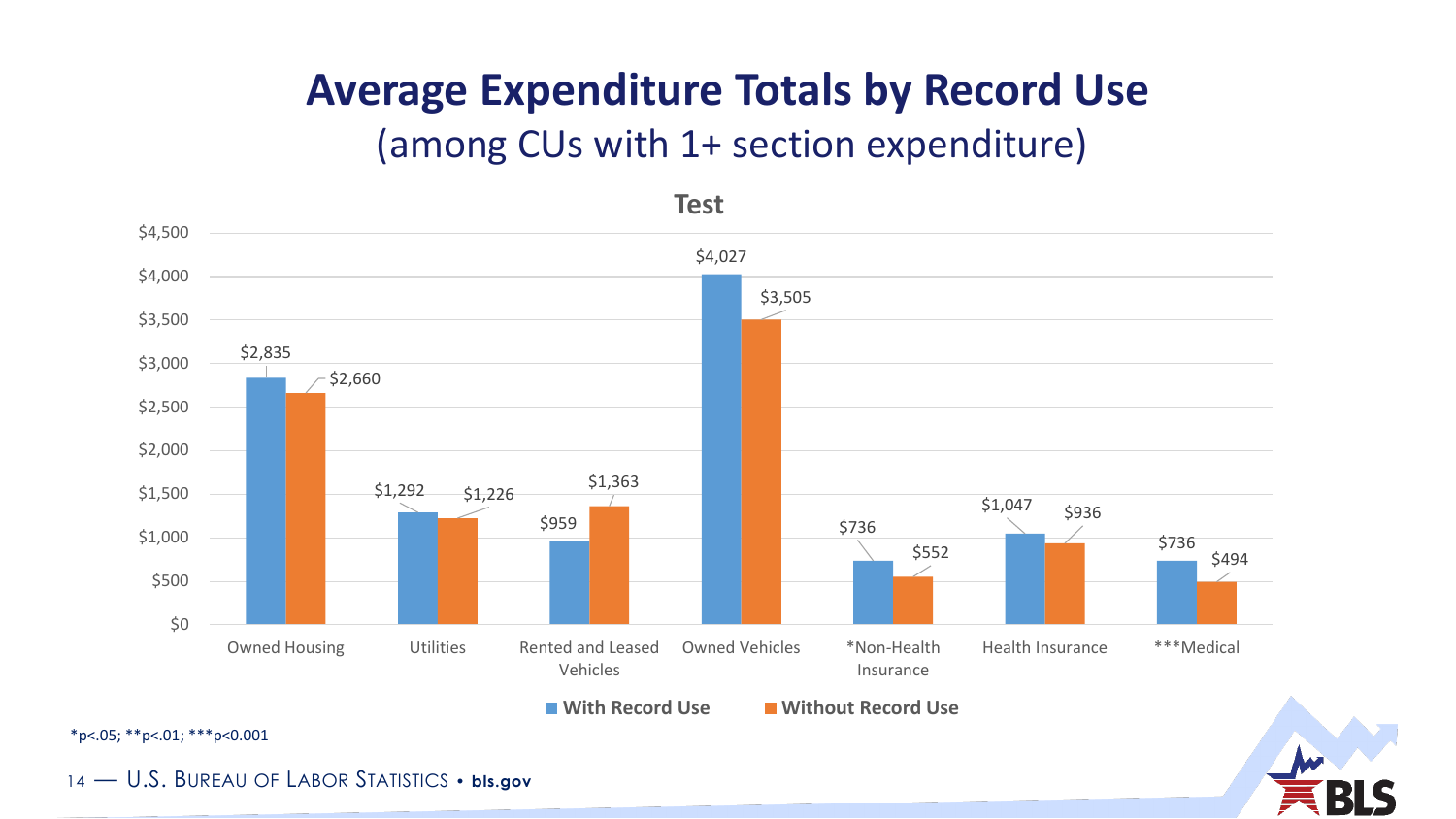# Average Expenditure Totals by Record Use

## (among CUs with 1+ section expenditure)

**Test**

| Category | With Record Use | Without Record Use |
| --- | --- | --- |
| Owned Housing | $2,835 | $2,660 |
| Utilities | $1,292 | $1,226 |
| Rented and Leased Vehicles | $959 | $1,363 |
| Owned Vehicles | $4,027 | $3,505 |
| *Non-Health Insurance | $736 | $552 |
| Health Insurance | $1,047 | $936 |
| ***Medical | $736 | $494 |

*p<.05; **p<.01; ***p<0.001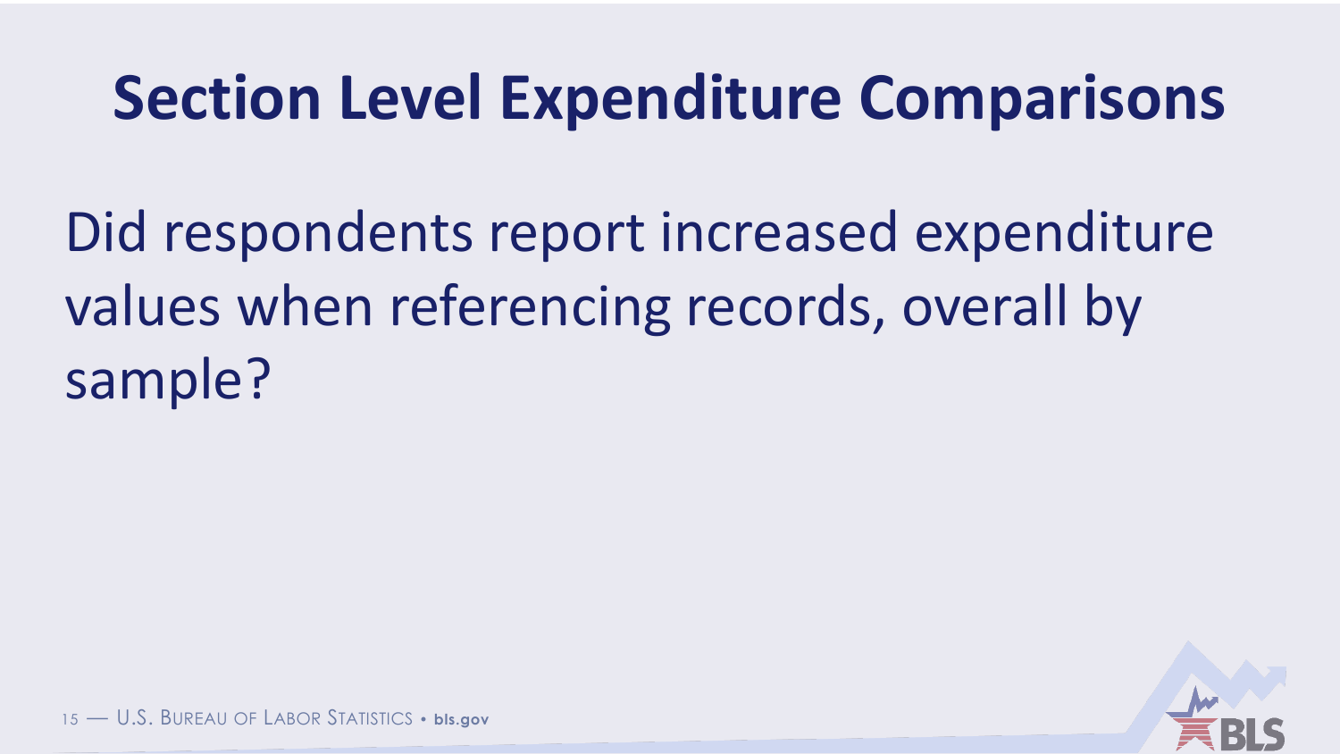# Section Level Expenditure Comparisons

Did respondents report increased expenditure values when referencing records, overall by sample?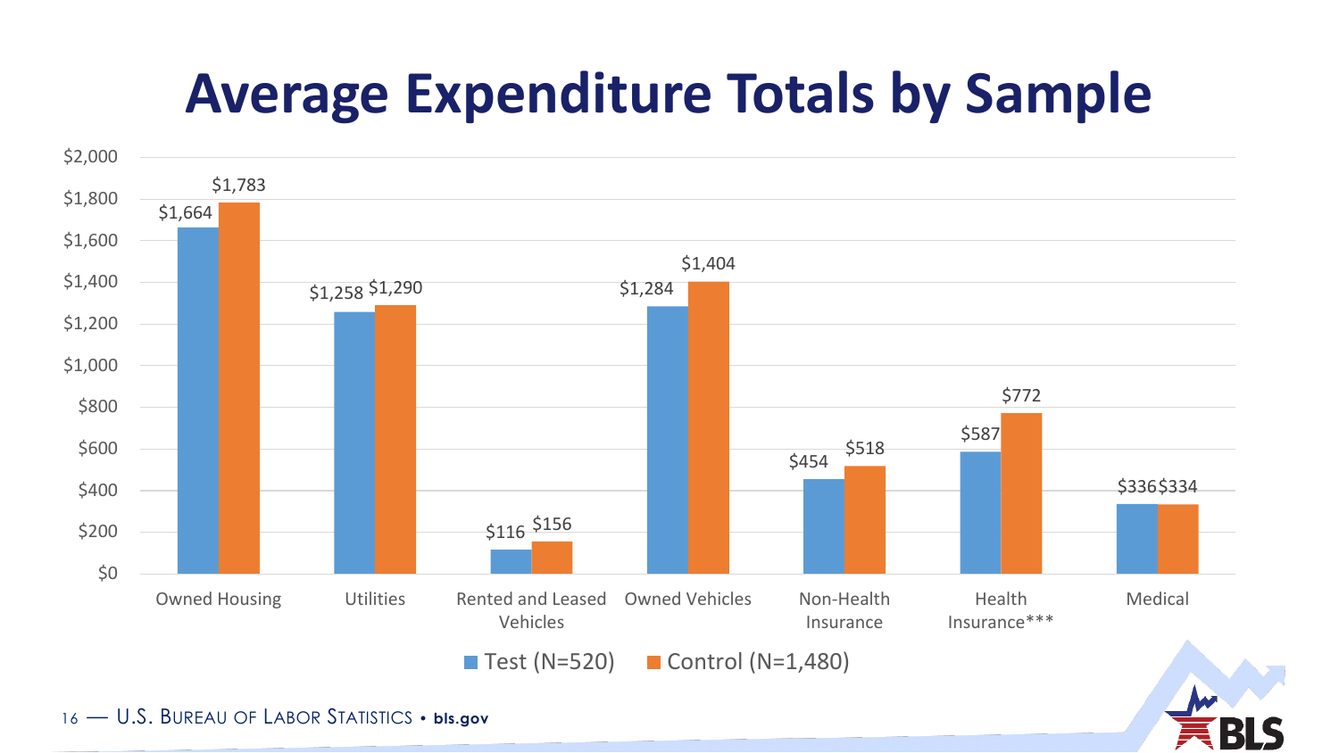# Average Expenditure Totals by Sample

| Category | Test (N=520) | Control (N=1,480) |
|---|---|---|
| Owned Housing | $1,664 | $1,783 |
| Utilities | $1,258 | $1,290 |
| Rented and Leased Vehicles | $116 | $156 |
| Owned Vehicles | $1,284 | $1,404 |
| Non-Health Insurance | $454 | $518 |
| Health Insurance*** | $587 | $772 |
| Medical | $336 | $334 |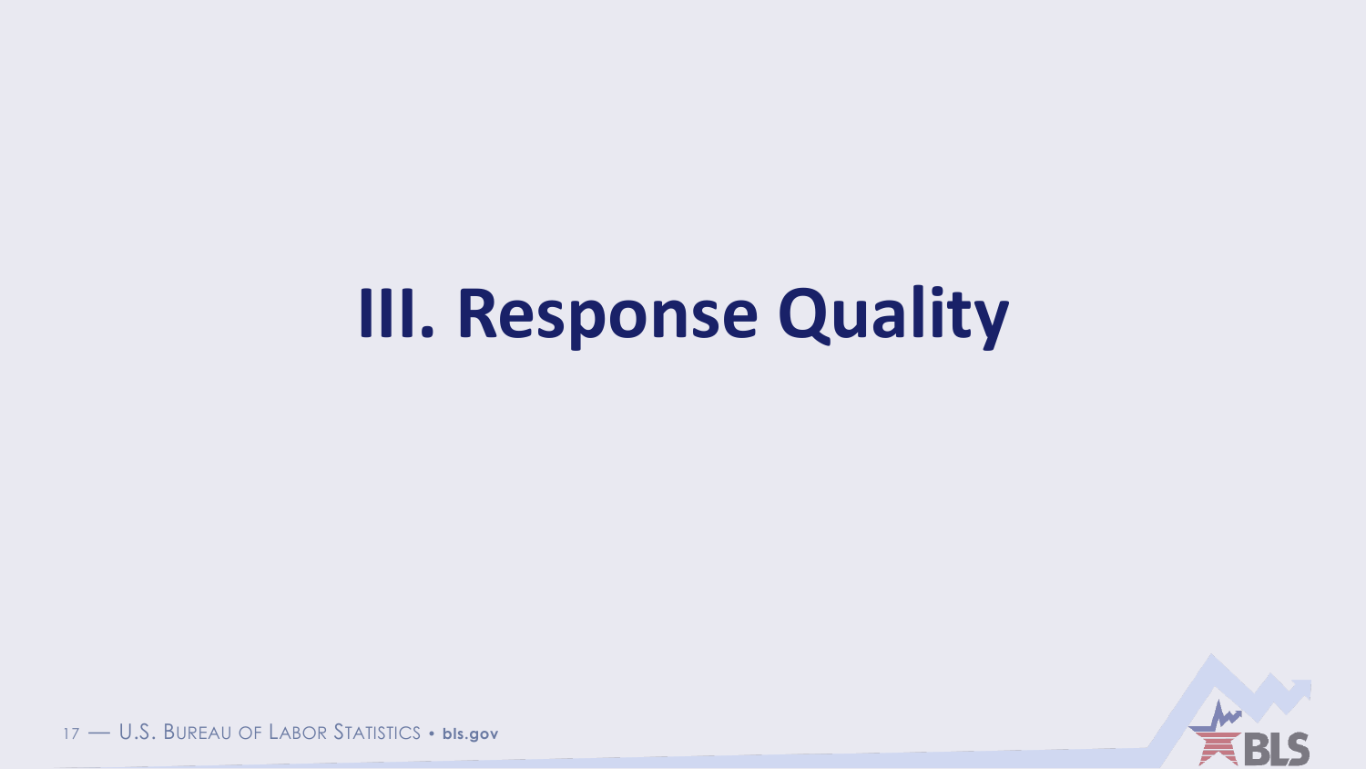# III. Response Quality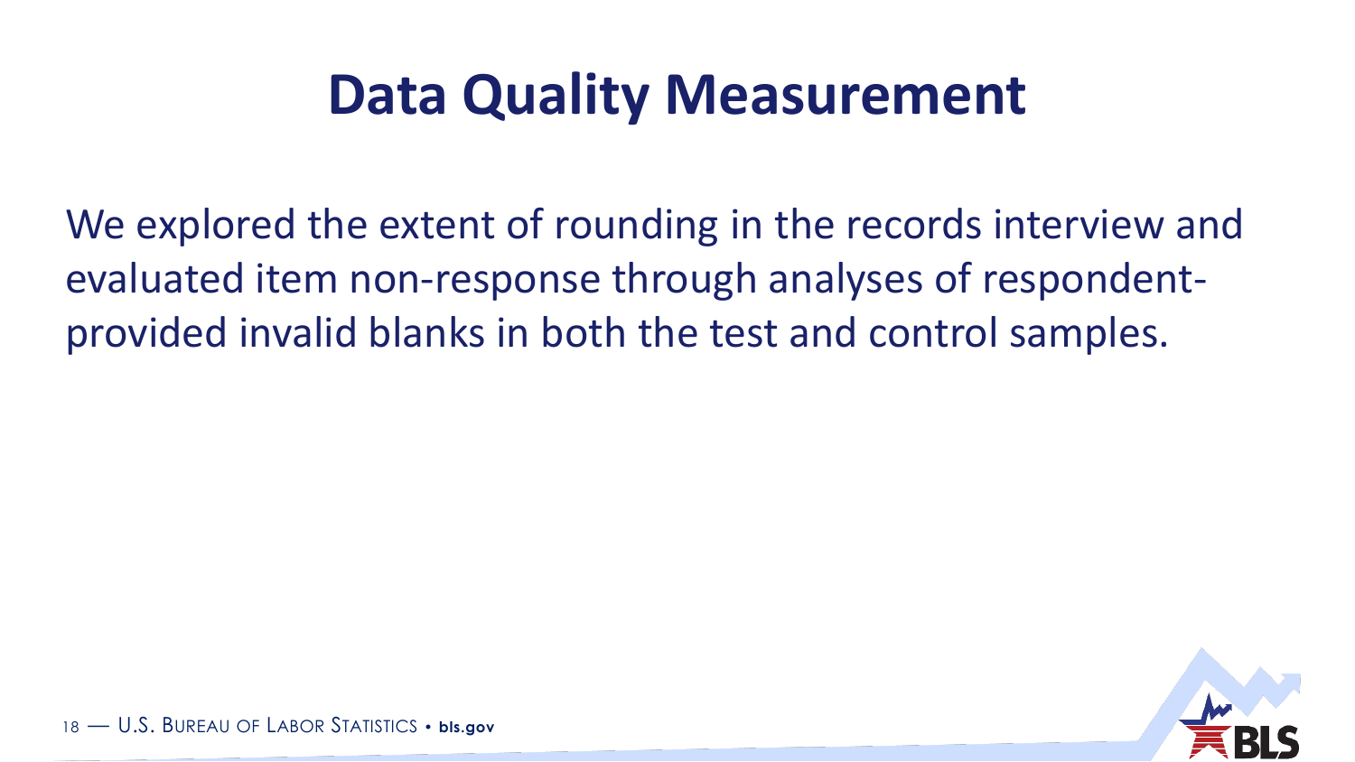# Data Quality Measurement

We explored the extent of rounding in the records interview and evaluated item non-response through analyses of respondent-provided invalid blanks in both the test and control samples.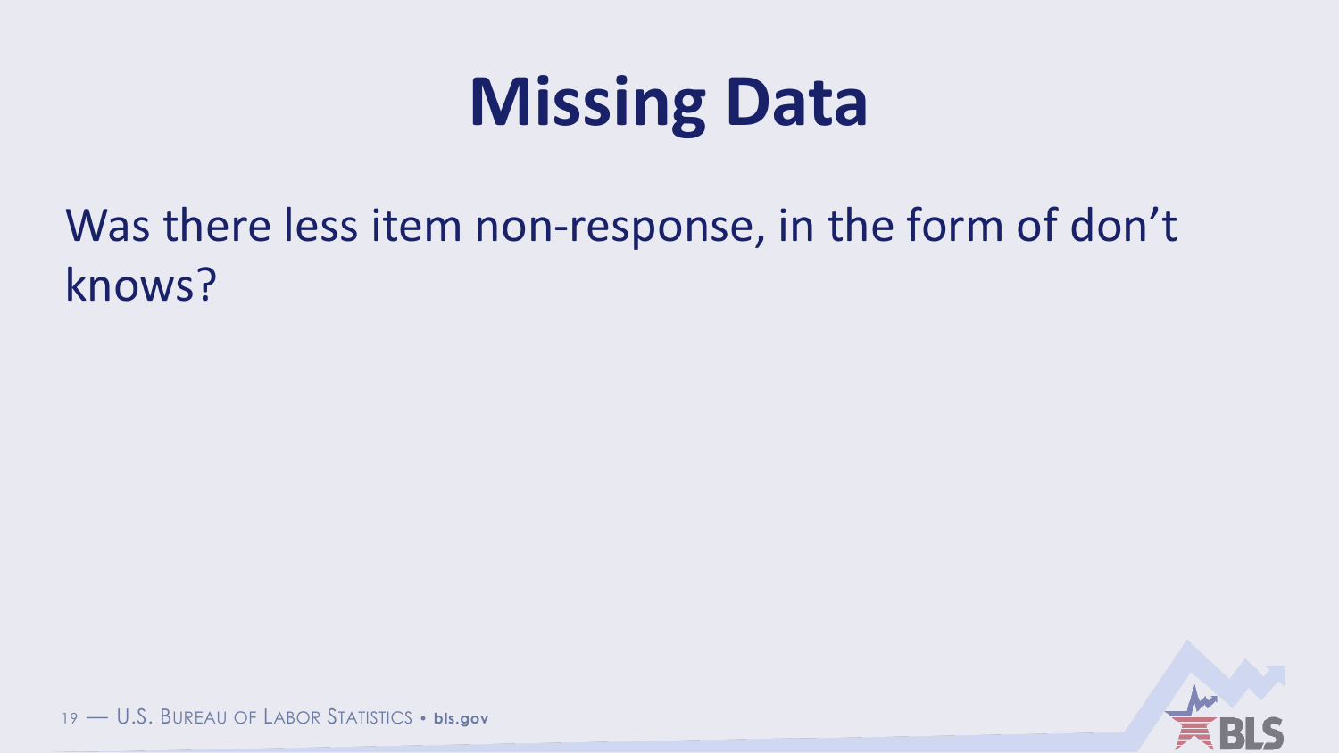# Missing Data

Was there less item non-response, in the form of don’t knows?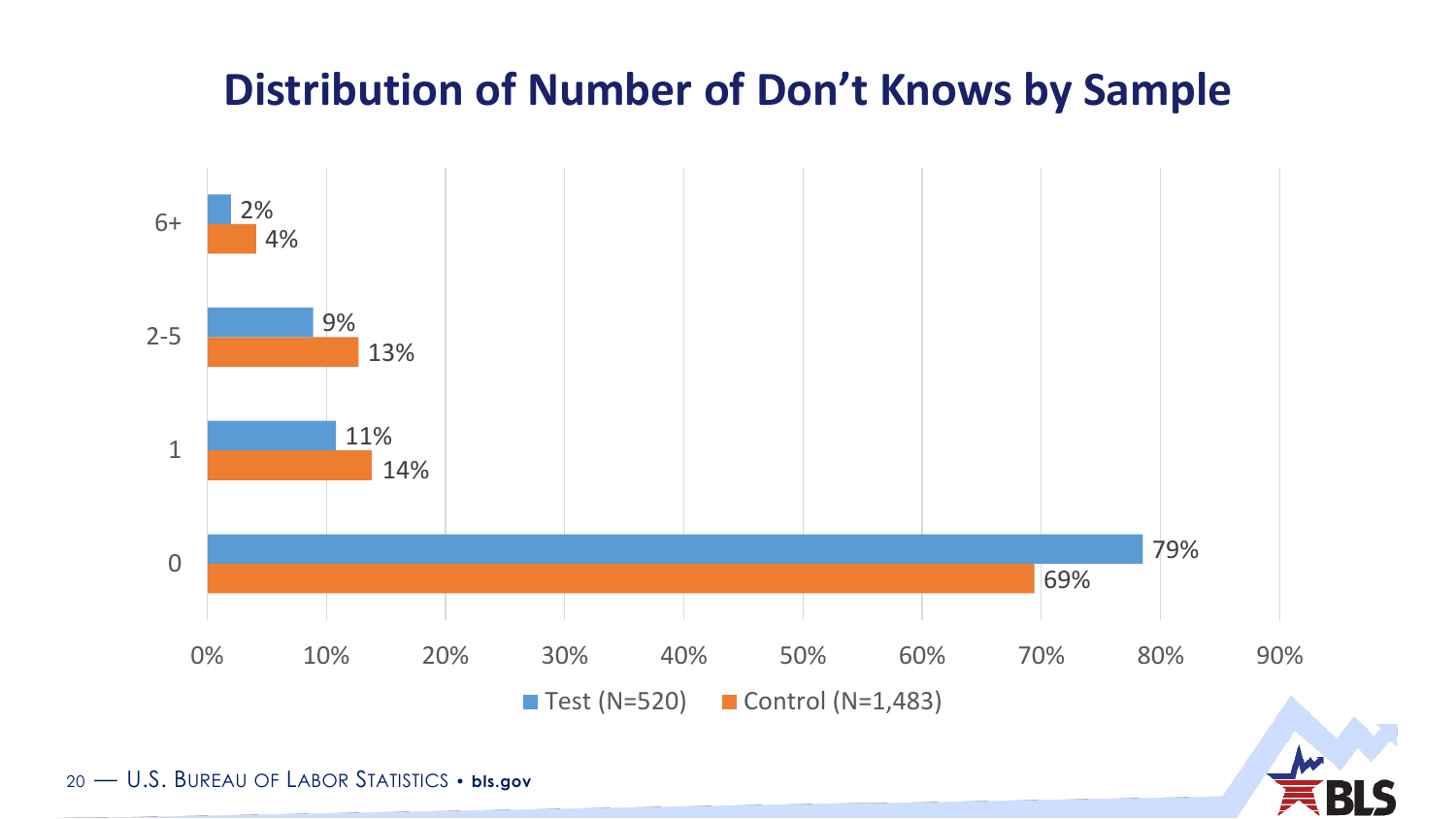# Distribution of Number of Don't Knows by Sample

| Number of Don't Knows | Test (N=520) | Control (N=1,483) |
|---|---|---|
| 6+ | 2% | 4% |
| 2-5 | 9% | 13% |
| 1 | 11% | 14% |
| 0 | 79% | 69% |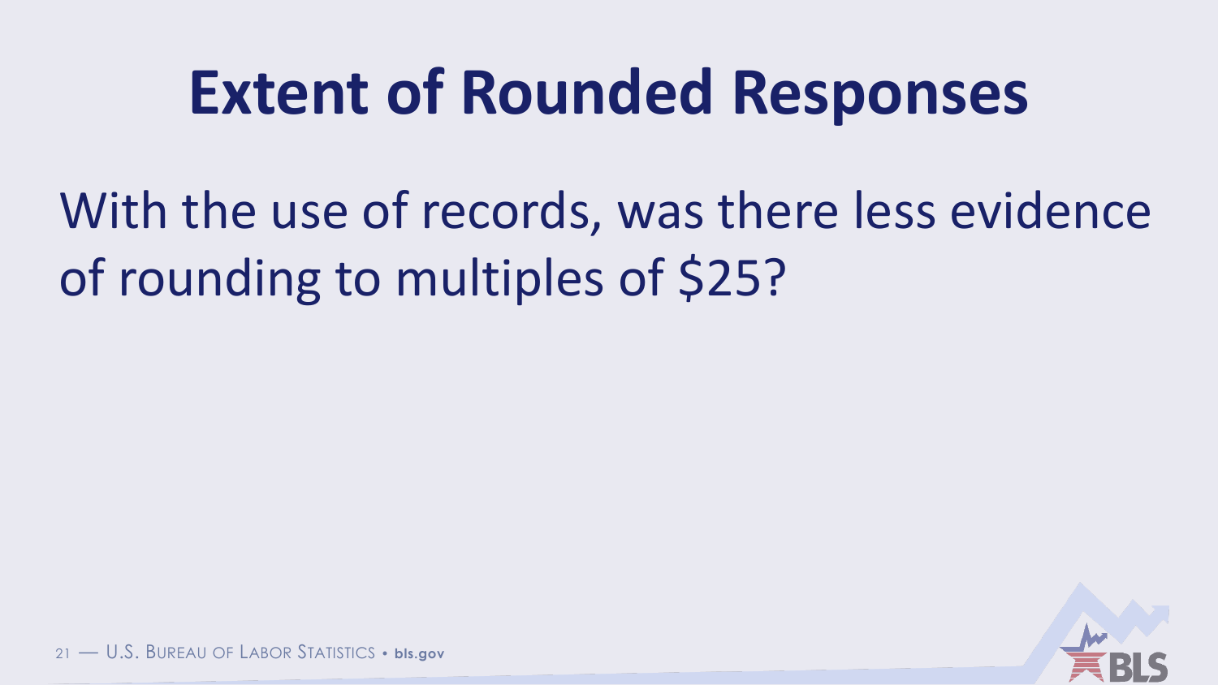# Extent of Rounded Responses

With the use of records, was there less evidence of rounding to multiples of $25?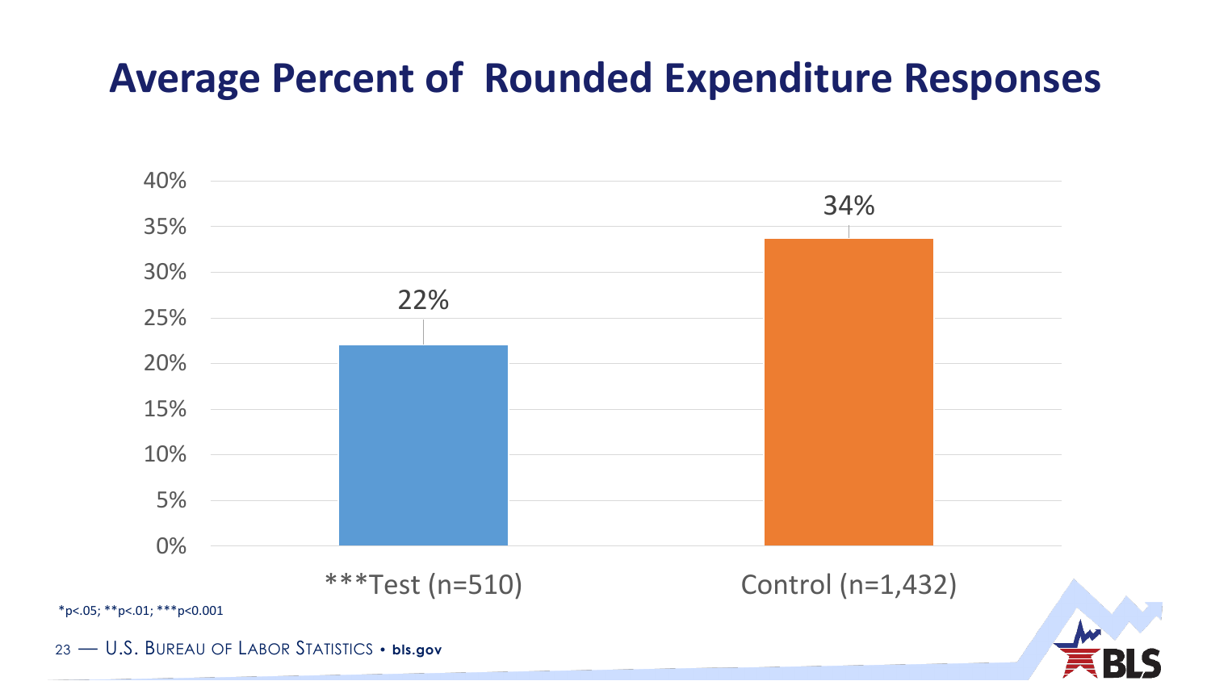# Average Percent of Rounded Expenditure Responses

| Group | Average Percent of Rounded Expenditure Responses |
| --- | --- |
| ***Test (n=510) | 22% |
| Control (n=1,432) | 34% |

*p<.05; **p<.01; ***p<0.001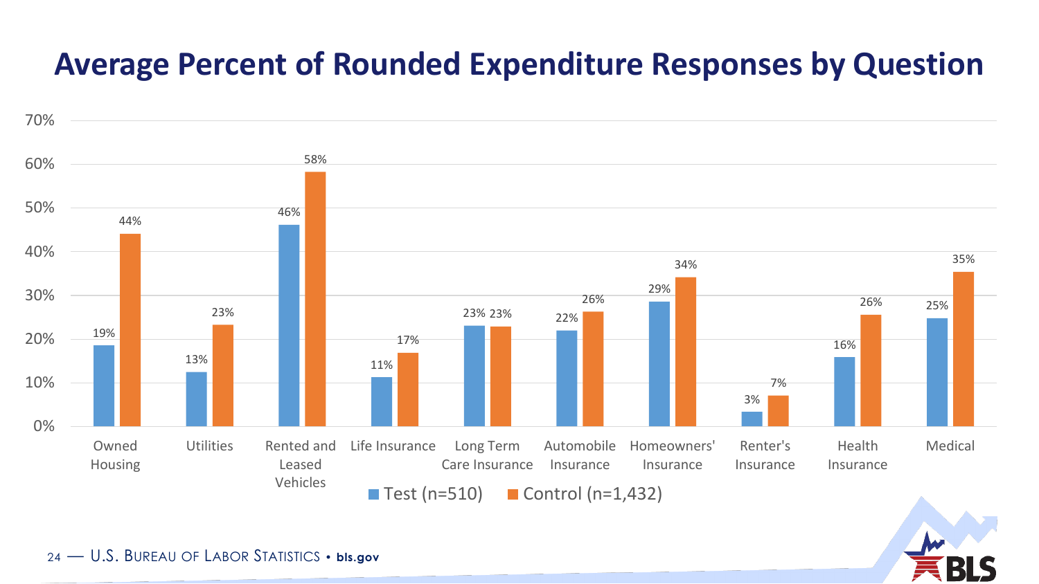# Average Percent of Rounded Expenditure Responses by Question

| Question | Test (n=510) | Control (n=1,432) |
|---|---|---|
| Owned Housing | 19% | 44% |
| Utilities | 13% | 23% |
| Rented and Leased Vehicles | 46% | 58% |
| Life Insurance | 11% | 17% |
| Long Term Care Insurance | 23% | 23% |
| Automobile Insurance | 22% | 26% |
| Homeowners' Insurance | 29% | 34% |
| Renter's Insurance | 3% | 7% |
| Health Insurance | 16% | 26% |
| Medical | 25% | 35% |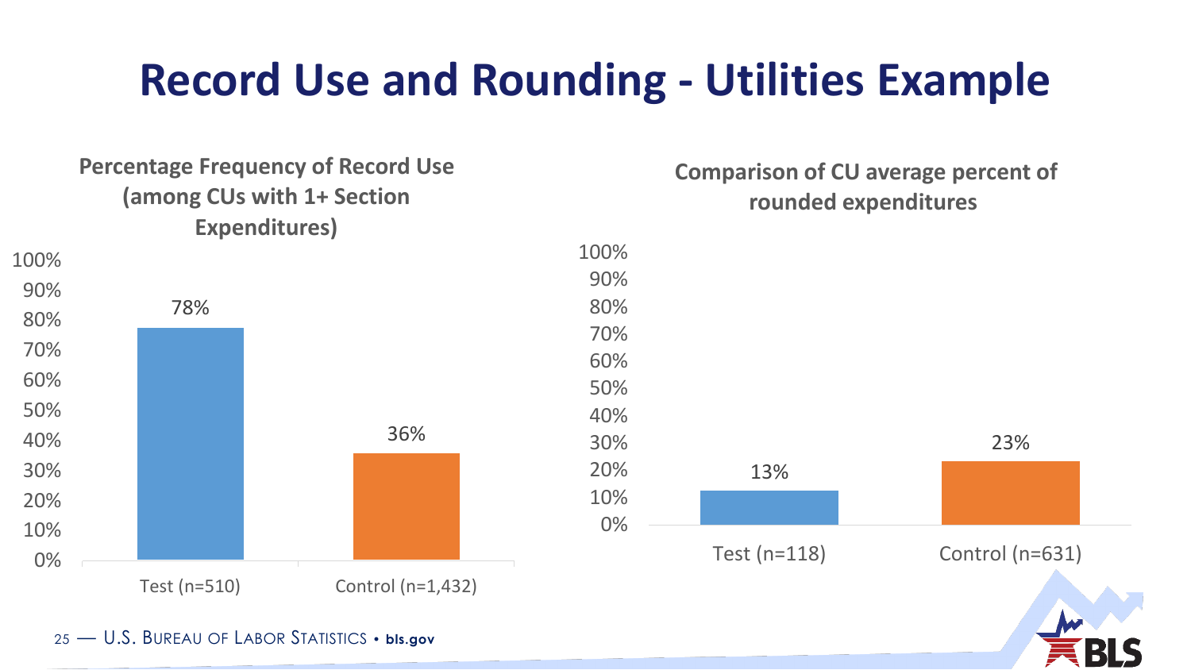# Record Use and Rounding - Utilities Example

### Percentage Frequency of Record Use (among CUs with 1+ Section Expenditures)

| Group | Percentage |
|---|---|
| Test (n=510) | 78% |
| Control (n=1,432) | 36% |

### Comparison of CU average percent of rounded expenditures

| Group | Percentage |
|---|---|
| Test (n=118) | 13% |
| Control (n=631) | 23% |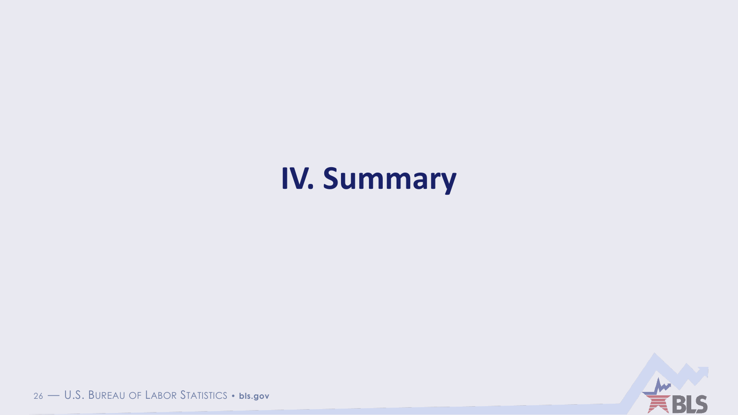# IV. Summary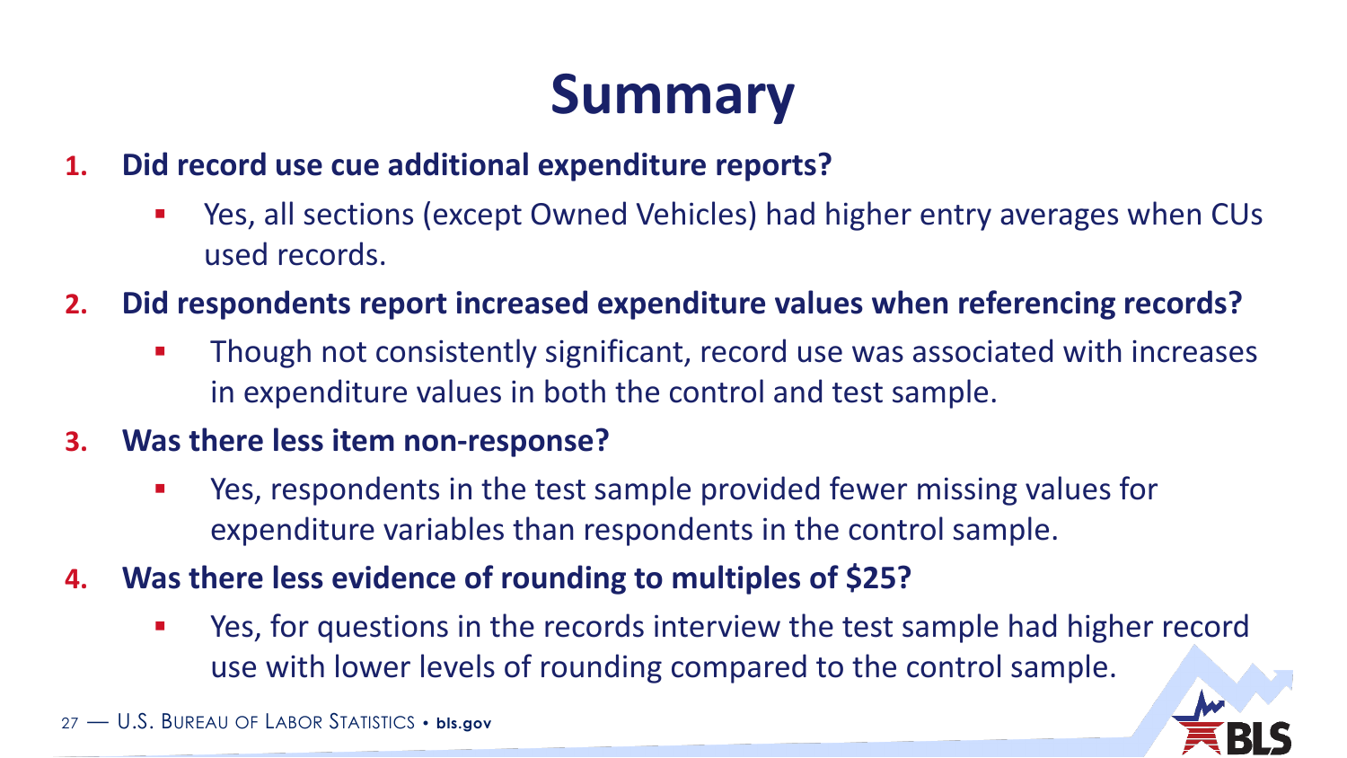# Summary

1. **Did record use cue additional expenditure reports?**
   - Yes, all sections (except Owned Vehicles) had higher entry averages when CUs used records.
2. **Did respondents report increased expenditure values when referencing records?**
   - Though not consistently significant, record use was associated with increases in expenditure values in both the control and test sample.
3. **Was there less item non-response?**
   - Yes, respondents in the test sample provided fewer missing values for expenditure variables than respondents in the control sample.
4. **Was there less evidence of rounding to multiples of $25?**
   - Yes, for questions in the records interview the test sample had higher record use with lower levels of rounding compared to the control sample.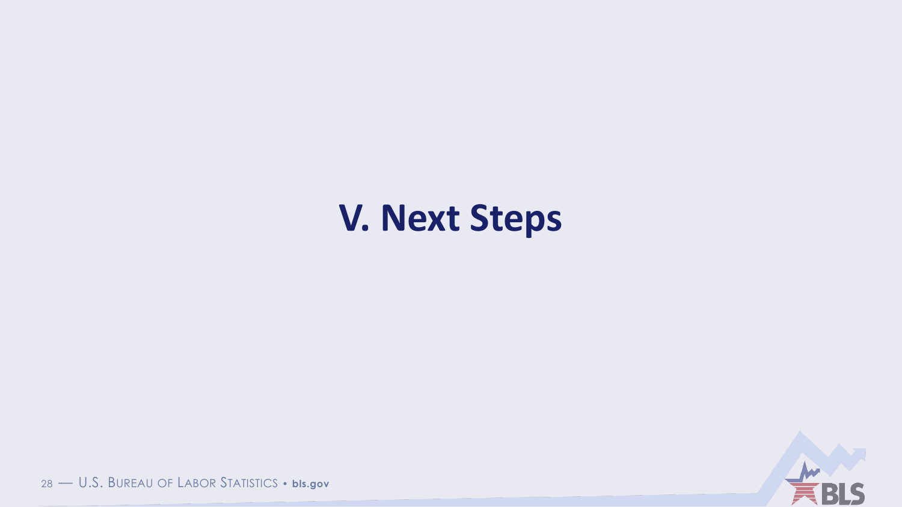# V. Next Steps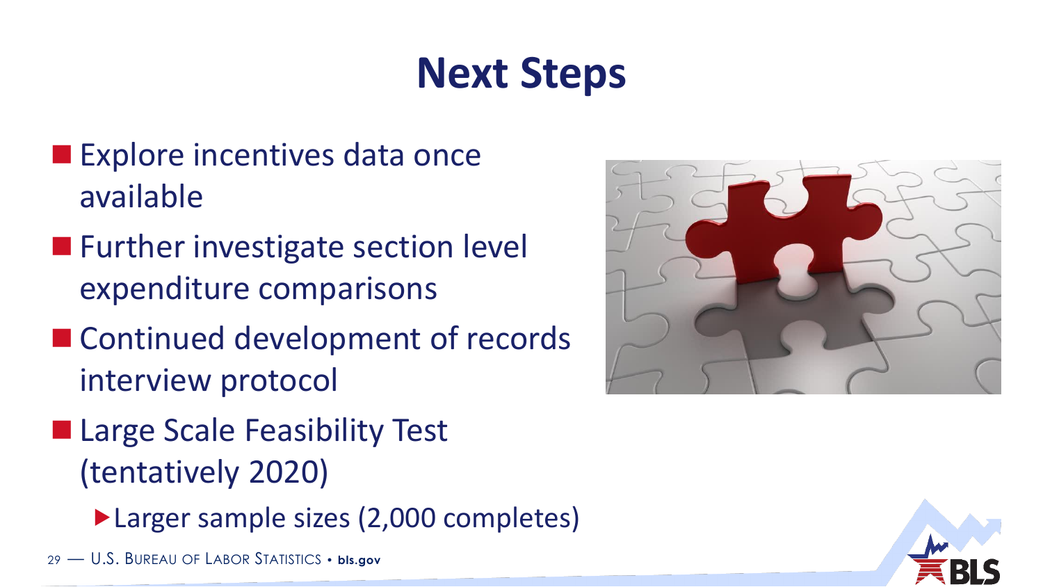# Next Steps

- Explore incentives data once available
- Further investigate section level expenditure comparisons
- Continued development of records interview protocol
- Large Scale Feasibility Test (tentatively 2020)
  - Larger sample sizes (2,000 completes)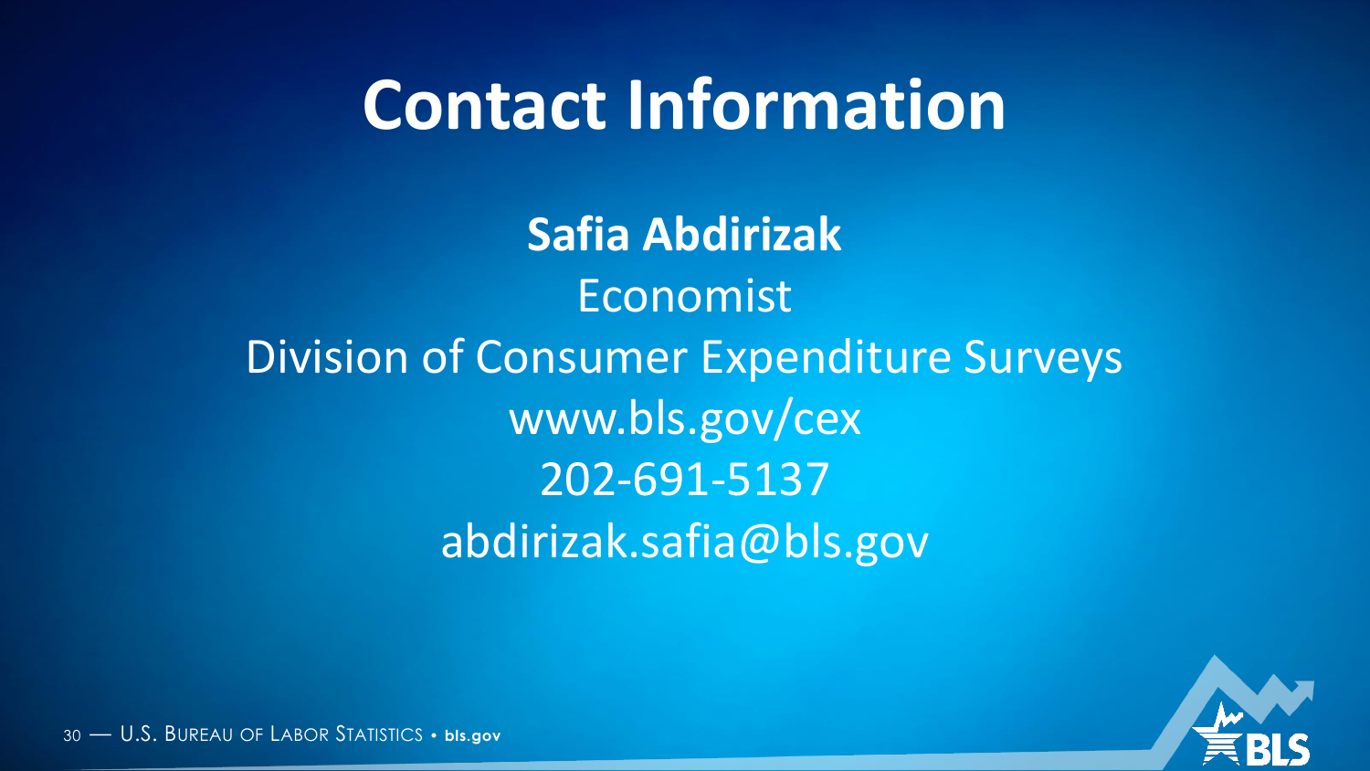# Contact Information

**Safia Abdirizak**

Economist

Division of Consumer Expenditure Surveys

www.bls.gov/cex

202-691-5137

abdirizak.safia@bls.gov